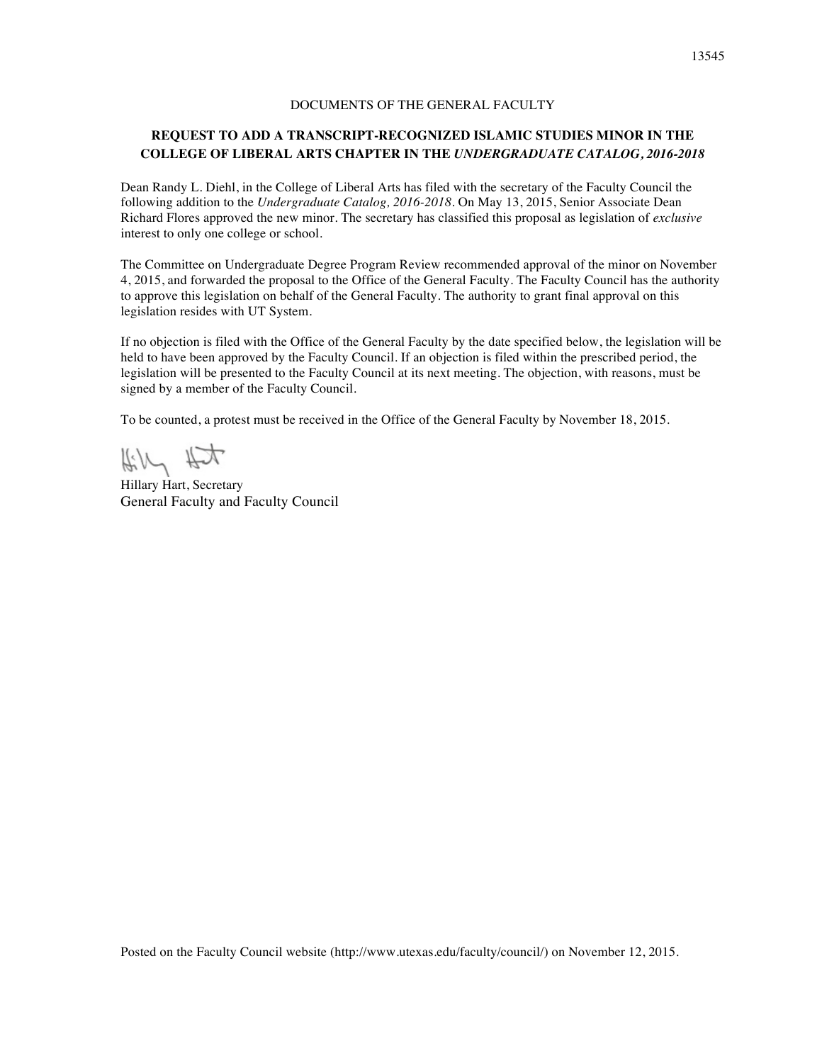DOCUMENTS OF THE GENERAL FACULTY

## REQUEST TO ADD A TRANSCRIPT-RECOGNIZED ISLAMIC STUDIES MINOR IN THE COLLEGE OF LIBERAL ARTS CHAPTER IN THE *UNDERGRADUATE CATALOG, 2016-2018*

Dean Randy L. Diehl, in the College of Liberal Arts has filed with the secretary of the Faculty Council the following addition to the *Undergraduate Catalog, 2016-2018*. On May 13, 2015, Senior Associate Dean Richard Flores approved the new minor. The secretary has classified this proposal as legislation of *exclusive* interest to only one college or school.

The Committee on Undergraduate Degree Program Review recommended approval of the minor on November 4, 2015, and forwarded the proposal to the Office of the General Faculty. The Faculty Council has the authority to approve this legislation on behalf of the General Faculty. The authority to grant final approval on this legislation resides with UT System.

If no objection is filed with the Office of the General Faculty by the date specified below, the legislation will be held to have been approved by the Faculty Council. If an objection is filed within the prescribed period, the legislation will be presented to the Faculty Council at its next meeting. The objection, with reasons, must be signed by a member of the Faculty Council.

To be counted, a protest must be received in the Office of the General Faculty by November 18, 2015.

Hillary Hart, Secretary
General Faculty and Faculty Council

Posted on the Faculty Council website (http://www.utexas.edu/faculty/council/) on November 12, 2015.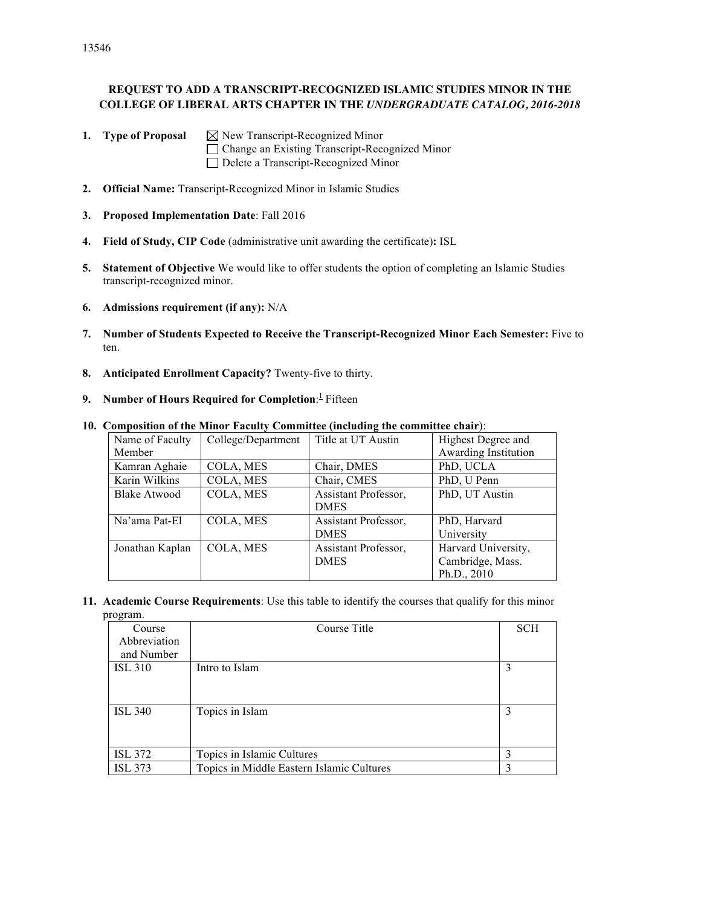13546

**REQUEST TO ADD A TRANSCRIPT-RECOGNIZED ISLAMIC STUDIES MINOR IN THE COLLEGE OF LIBERAL ARTS CHAPTER IN THE *UNDERGRADUATE CATALOG, 2016-2018***

1. **Type of Proposal** ☒ New Transcript-Recognized Minor
   ☐ Change an Existing Transcript-Recognized Minor
   ☐ Delete a Transcript-Recognized Minor

2. **Official Name:** Transcript-Recognized Minor in Islamic Studies

3. **Proposed Implementation Date**: Fall 2016

4. **Field of Study, CIP Code** (administrative unit awarding the certificate)**:** ISL

5. **Statement of Objective** We would like to offer students the option of completing an Islamic Studies transcript-recognized minor.

6. **Admissions requirement (if any):** N/A

7. **Number of Students Expected to Receive the Transcript-Recognized Minor Each Semester:** Five to ten.

8. **Anticipated Enrollment Capacity?** Twenty-five to thirty.

9. **Number of Hours Required for Completion**:[1] Fifteen

10. **Composition of the Minor Faculty Committee (including the committee chair)**:

| Name of Faculty Member | College/Department | Title at UT Austin | Highest Degree and Awarding Institution |
|---|---|---|---|
| Kamran Aghaie | COLA, MES | Chair, DMES | PhD, UCLA |
| Karin Wilkins | COLA, MES | Chair, CMES | PhD, U Penn |
| Blake Atwood | COLA, MES | Assistant Professor, DMES | PhD, UT Austin |
| Na'ama Pat-El | COLA, MES | Assistant Professor, DMES | PhD, Harvard University |
| Jonathan Kaplan | COLA, MES | Assistant Professor, DMES | Harvard University, Cambridge, Mass. Ph.D., 2010 |

11. **Academic Course Requirements**: Use this table to identify the courses that qualify for this minor program.

| Course Abbreviation and Number | Course Title | SCH |
|---|---|---|
| ISL 310 | Intro to Islam | 3 |
| ISL 340 | Topics in Islam | 3 |
| ISL 372 | Topics in Islamic Cultures | 3 |
| ISL 373 | Topics in Middle Eastern Islamic Cultures | 3 |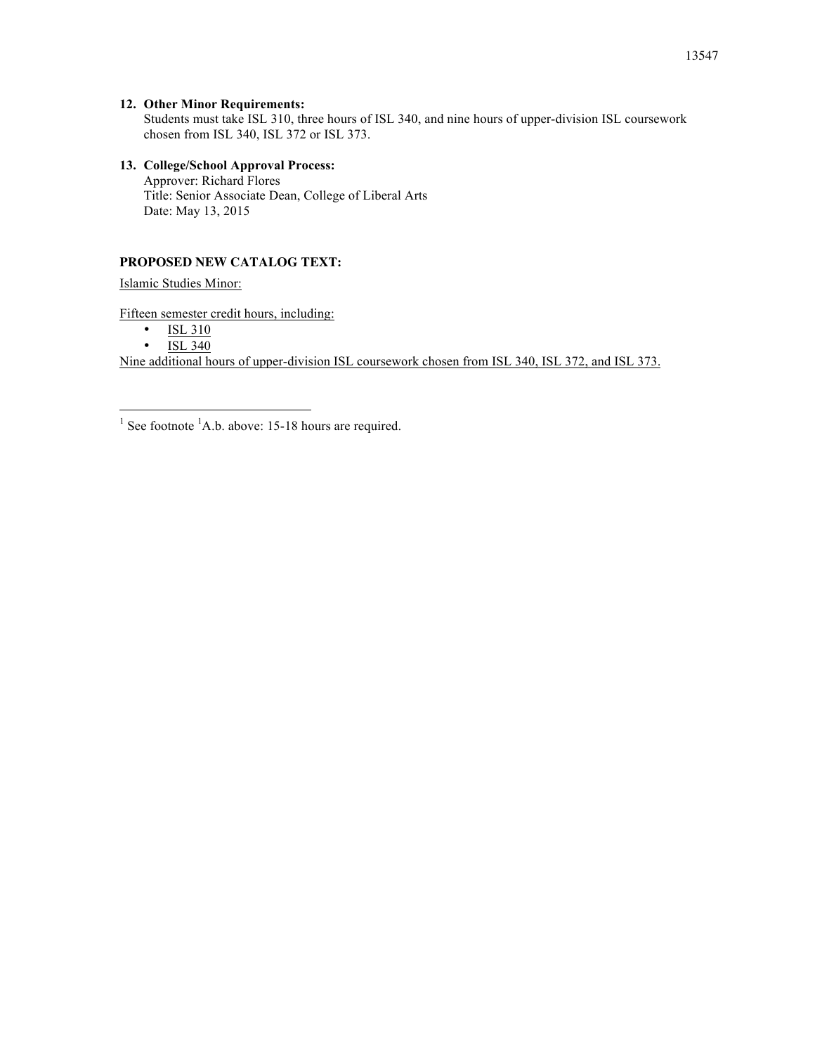**12. Other Minor Requirements:**
Students must take ISL 310, three hours of ISL 340, and nine hours of upper-division ISL coursework chosen from ISL 340, ISL 372 or ISL 373.

**13. College/School Approval Process:**
Approver: Richard Flores
Title: Senior Associate Dean, College of Liberal Arts
Date: May 13, 2015

**PROPOSED NEW CATALOG TEXT:**

<u>Islamic Studies Minor:</u>

<u>Fifteen semester credit hours, including:</u>

- <u>ISL 310</u>
- <u>ISL 340</u>

<u>Nine additional hours of upper-division ISL coursework chosen from ISL 340, ISL 372, and ISL 373.</u>

---

[1] See footnote [1]A.b. above: 15-18 hours are required.